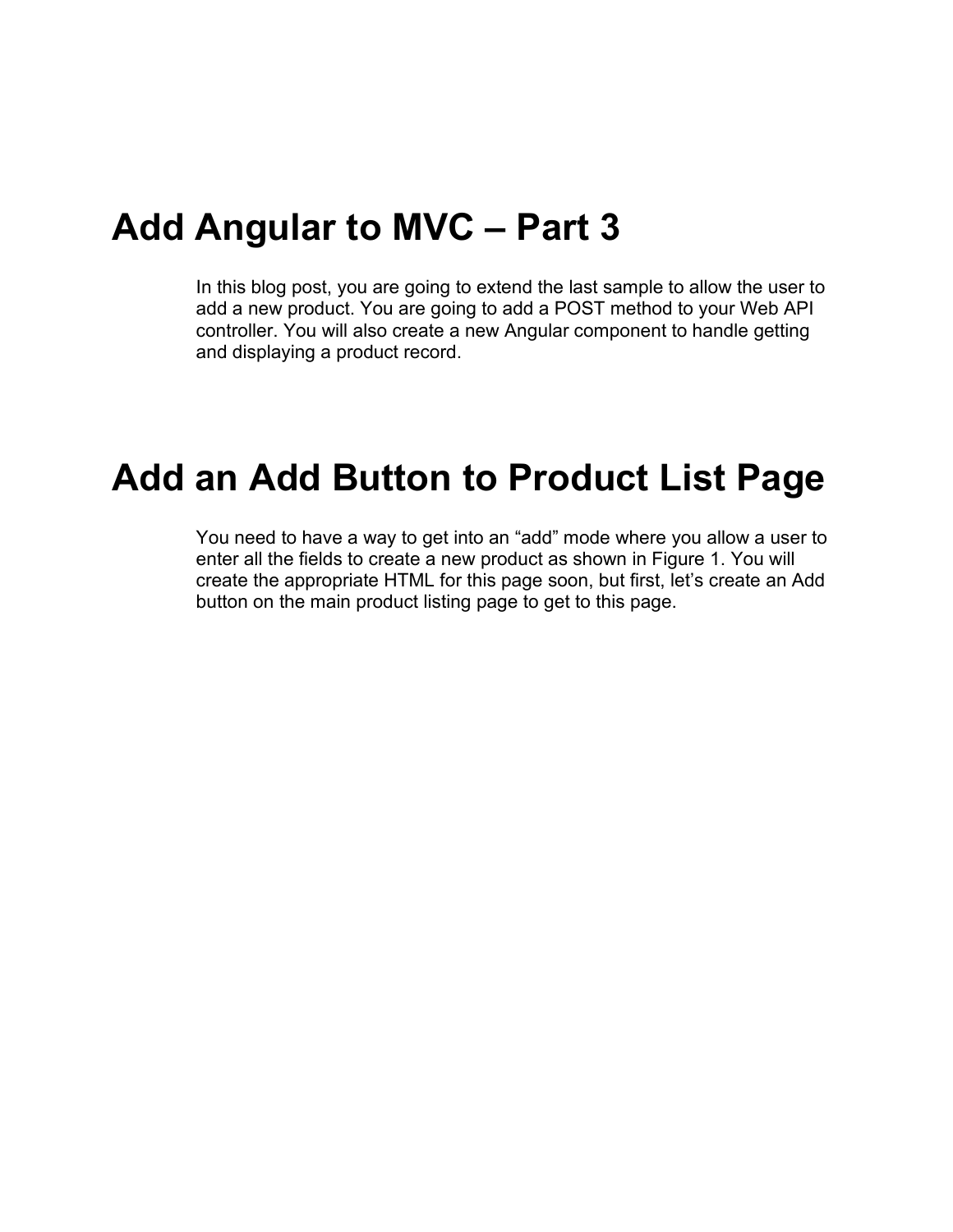# Add Angular to MVC – Part 3

In this blog post, you are going to extend the last sample to allow the user to add a new product. You are going to add a POST method to your Web API controller. You will also create a new Angular component to handle getting and displaying a product record.

# Add an Add Button to Product List Page

You need to have a way to get into an "add" mode where you allow a user to enter all the fields to create a new product as shown in Figure 1. You will create the appropriate HTML for this page soon, but first, let's create an Add button on the main product listing page to get to this page.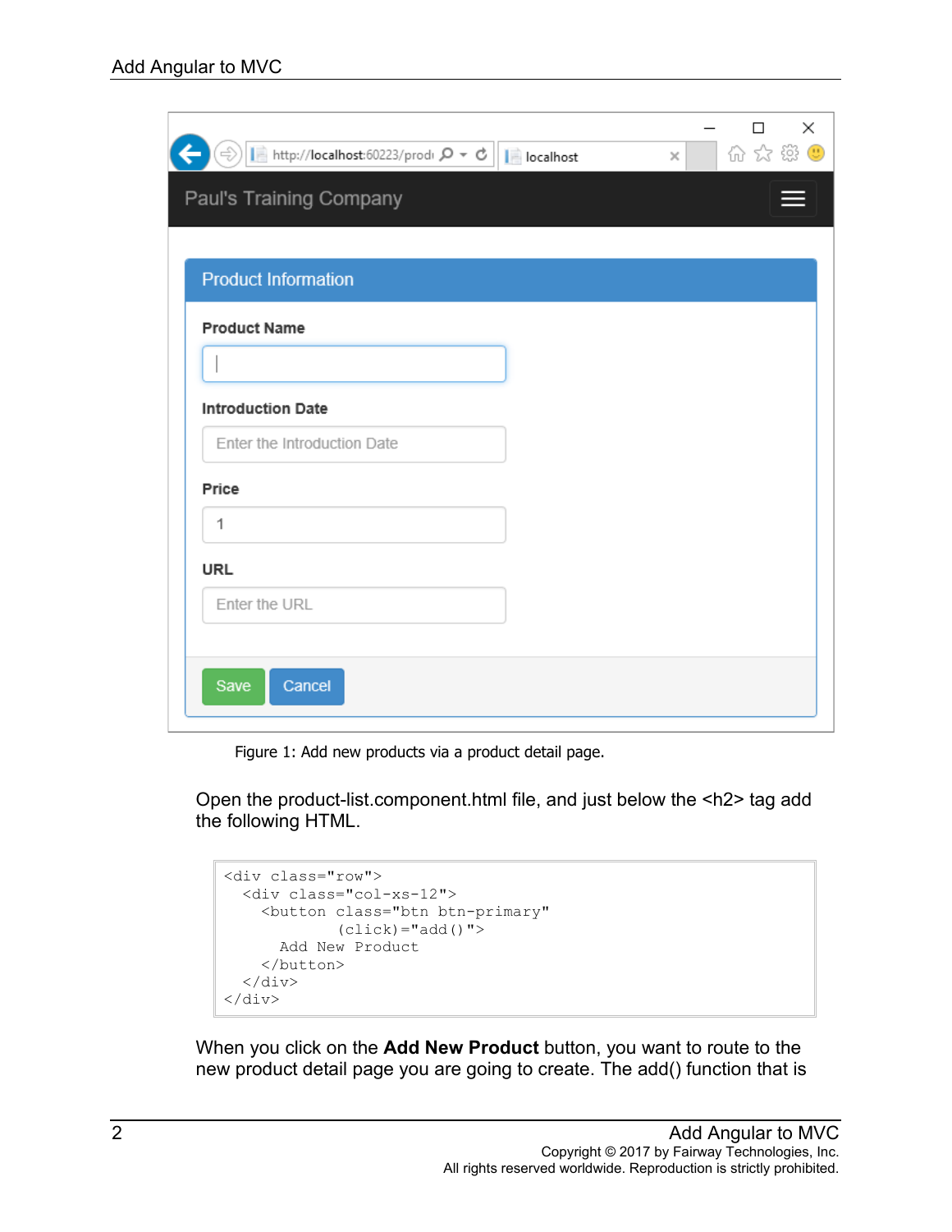Figure 1: Add new products via a product detail page.

Open the product-list.component.html file, and just below the <h2> tag add the following HTML.

```
<div class="row">
  <div class="col-xs-12">
    <button class="btn btn-primary"
            (click)="add()">
      Add New Product
    </button>
  </div>
</div>
```

When you click on the **Add New Product** button, you want to route to the new product detail page you are going to create. The add() function that is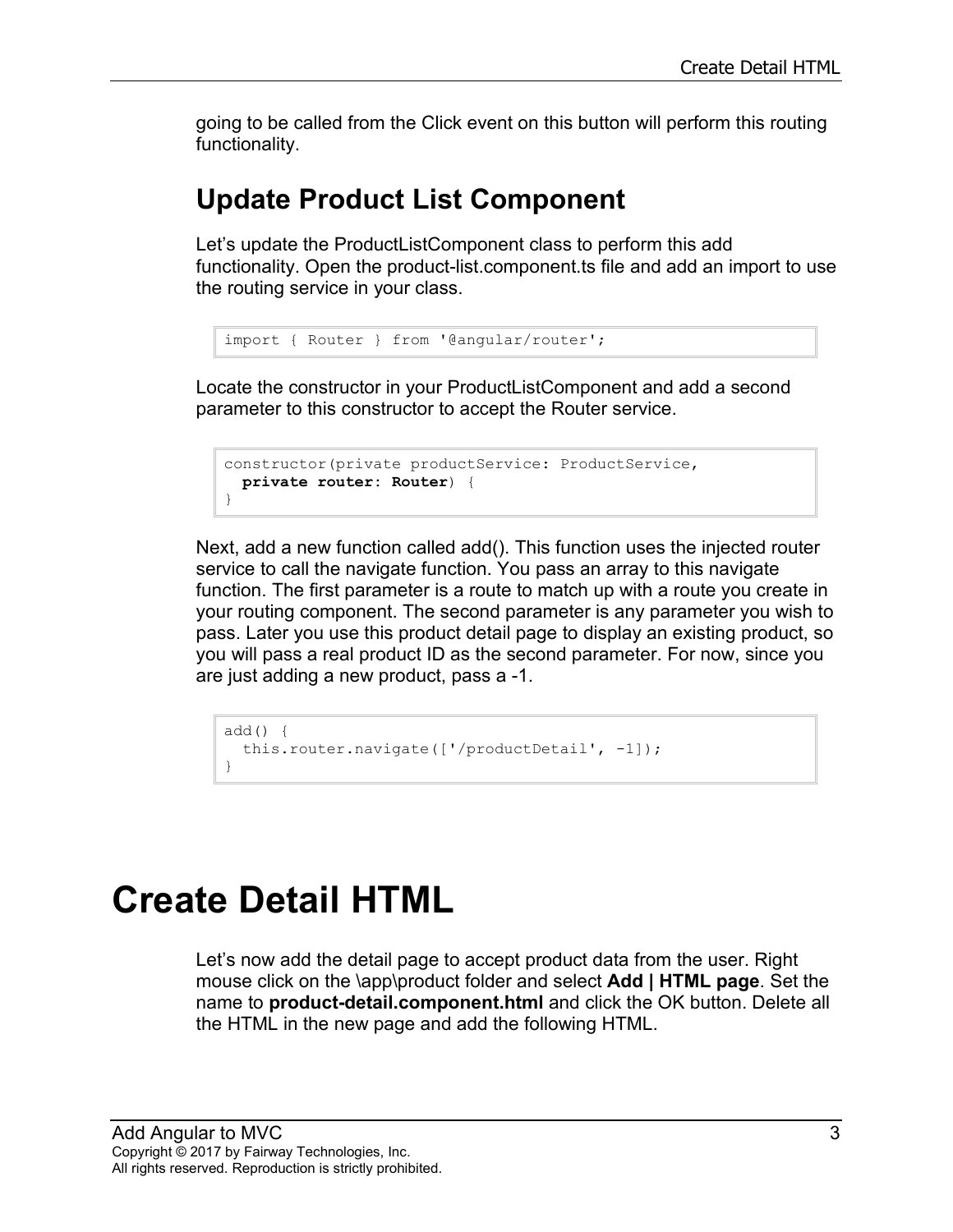going to be called from the Click event on this button will perform this routing functionality.

## Update Product List Component

Let's update the ProductListComponent class to perform this add functionality. Open the product-list.component.ts file and add an import to use the routing service in your class.

```
import { Router } from '@angular/router';
```

Locate the constructor in your ProductListComponent and add a second parameter to this constructor to accept the Router service.

```
constructor(private productService: ProductService,
  private router: Router) {
}
```

Next, add a new function called add(). This function uses the injected router service to call the navigate function. You pass an array to this navigate function. The first parameter is a route to match up with a route you create in your routing component. The second parameter is any parameter you wish to pass. Later you use this product detail page to display an existing product, so you will pass a real product ID as the second parameter. For now, since you are just adding a new product, pass a -1.

```
add() {
  this.router.navigate(['/productDetail', -1]);
}
```

# Create Detail HTML

Let's now add the detail page to accept product data from the user. Right mouse click on the \app\product folder and select **Add | HTML page**. Set the name to **product-detail.component.html** and click the OK button. Delete all the HTML in the new page and add the following HTML.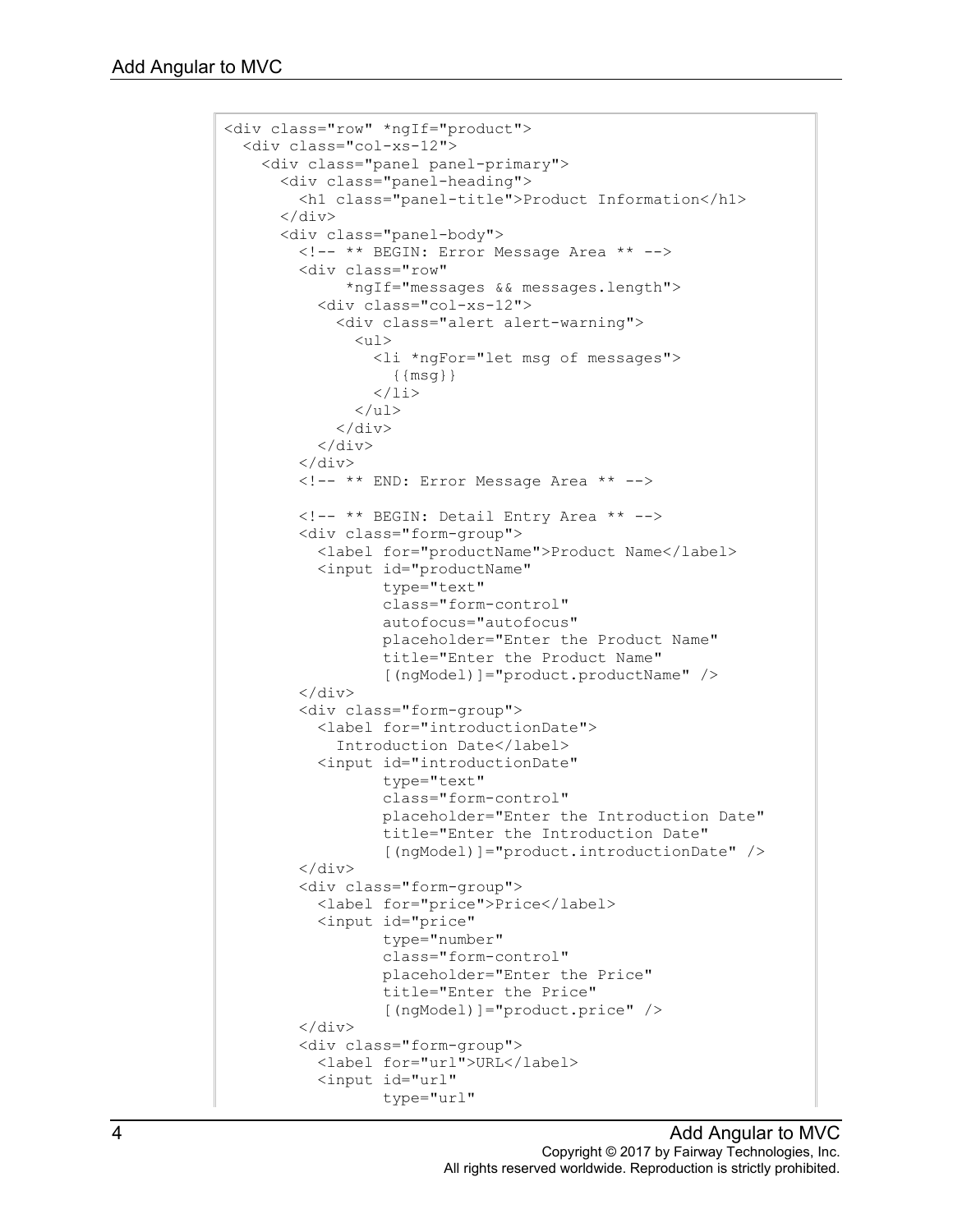```
<div class="row" *ngIf="product">
  <div class="col-xs-12">
    <div class="panel panel-primary">
      <div class="panel-heading">
        <h1 class="panel-title">Product Information</h1>
      </div>
      <div class="panel-body">
        <!-- ** BEGIN: Error Message Area ** -->
        <div class="row"
             *ngIf="messages && messages.length">
          <div class="col-xs-12">
            <div class="alert alert-warning">
              <ul>
                <li *ngFor="let msg of messages">
                  {{msg}}
                </li>
              </ul>
            </div>
          </div>
        </div>
        <!-- ** END: Error Message Area ** -->

        <!-- ** BEGIN: Detail Entry Area ** -->
        <div class="form-group">
          <label for="productName">Product Name</label>
          <input id="productName"
                 type="text"
                 class="form-control"
                 autofocus="autofocus"
                 placeholder="Enter the Product Name"
                 title="Enter the Product Name"
                 [(ngModel)]="product.productName" />
        </div>
        <div class="form-group">
          <label for="introductionDate">
            Introduction Date</label>
          <input id="introductionDate"
                 type="text"
                 class="form-control"
                 placeholder="Enter the Introduction Date"
                 title="Enter the Introduction Date"
                 [(ngModel)]="product.introductionDate" />
        </div>
        <div class="form-group">
          <label for="price">Price</label>
          <input id="price"
                 type="number"
                 class="form-control"
                 placeholder="Enter the Price"
                 title="Enter the Price"
                 [(ngModel)]="product.price" />
        </div>
        <div class="form-group">
          <label for="url">URL</label>
          <input id="url"
                 type="url"
```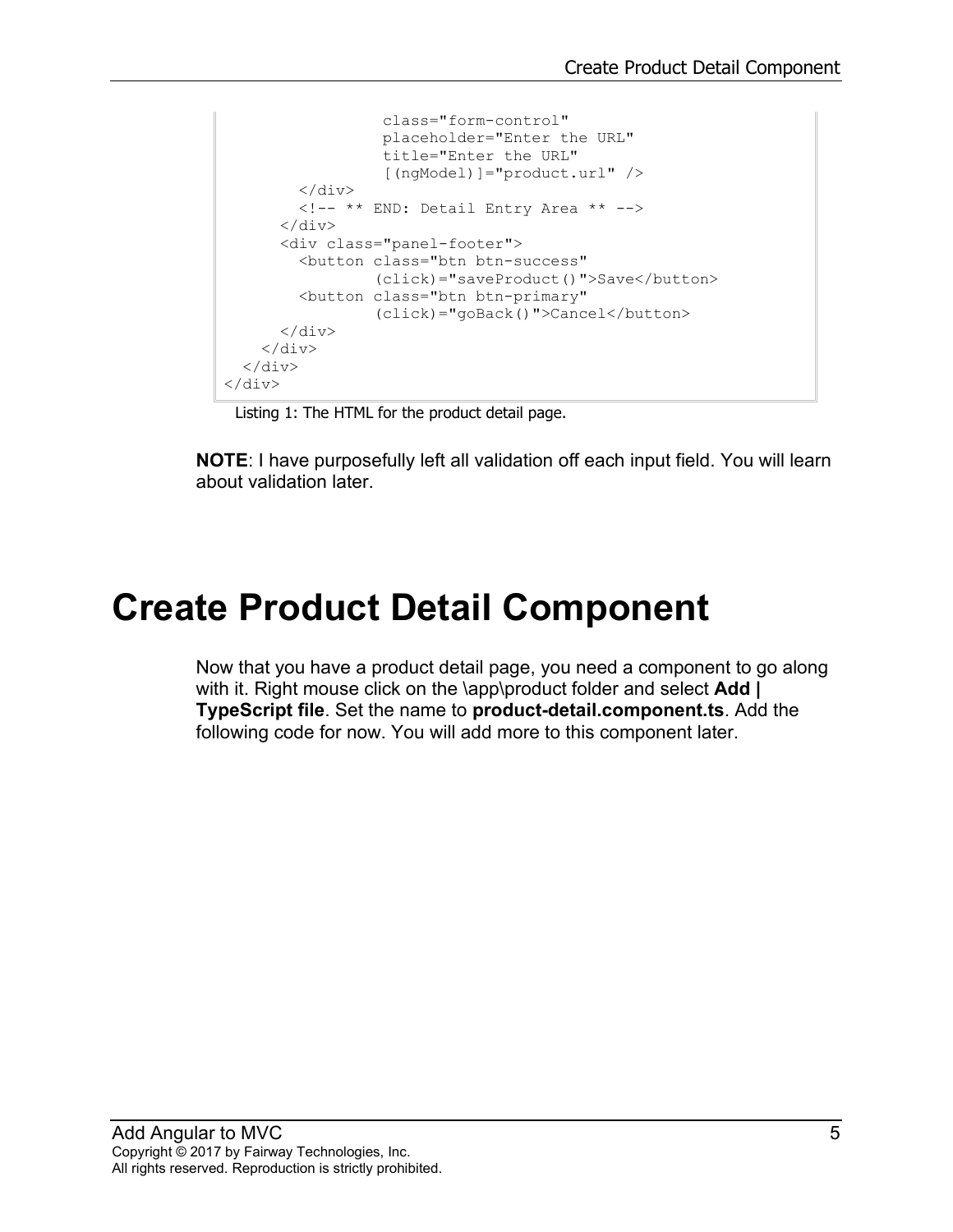```
                class="form-control"
                placeholder="Enter the URL"
                title="Enter the URL"
                [(ngModel)]="product.url" />
      </div>
      <!-- ** END: Detail Entry Area ** -->
    </div>
    <div class="panel-footer">
      <button class="btn btn-success"
              (click)="saveProduct()">Save</button>
      <button class="btn btn-primary"
              (click)="goBack()">Cancel</button>
    </div>
  </div>
 </div>
</div>
```

Listing 1: The HTML for the product detail page.

**NOTE**: I have purposefully left all validation off each input field. You will learn about validation later.

# Create Product Detail Component

Now that you have a product detail page, you need a component to go along with it. Right mouse click on the \app\product folder and select **Add | TypeScript file**. Set the name to **product-detail.component.ts**. Add the following code for now. You will add more to this component later.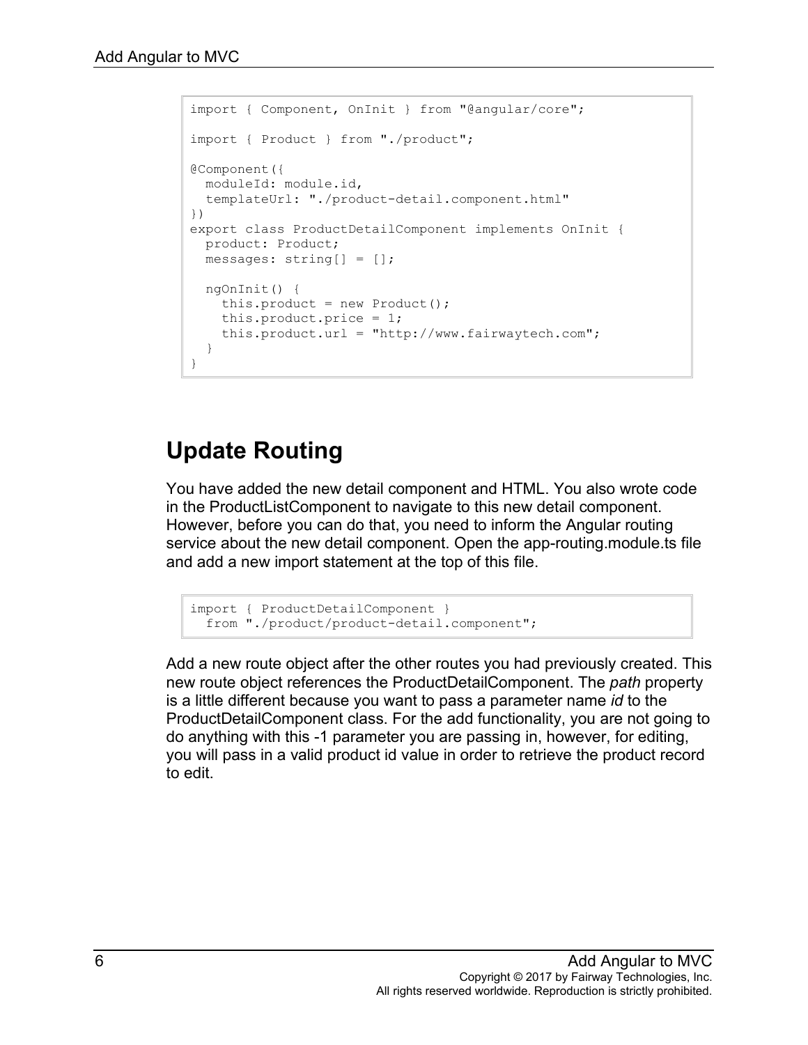```
import { Component, OnInit } from "@angular/core";

import { Product } from "./product";

@Component({
  moduleId: module.id,
  templateUrl: "./product-detail.component.html"
})
export class ProductDetailComponent implements OnInit {
  product: Product;
  messages: string[] = [];

  ngOnInit() {
    this.product = new Product();
    this.product.price = 1;
    this.product.url = "http://www.fairwaytech.com";
  }
}
```

## Update Routing

You have added the new detail component and HTML. You also wrote code in the ProductListComponent to navigate to this new detail component. However, before you can do that, you need to inform the Angular routing service about the new detail component. Open the app-routing.module.ts file and add a new import statement at the top of this file.

```
import { ProductDetailComponent }
  from "./product/product-detail.component";
```

Add a new route object after the other routes you had previously created. This new route object references the ProductDetailComponent. The *path* property is a little different because you want to pass a parameter name *id* to the ProductDetailComponent class. For the add functionality, you are not going to do anything with this -1 parameter you are passing in, however, for editing, you will pass in a valid product id value in order to retrieve the product record to edit.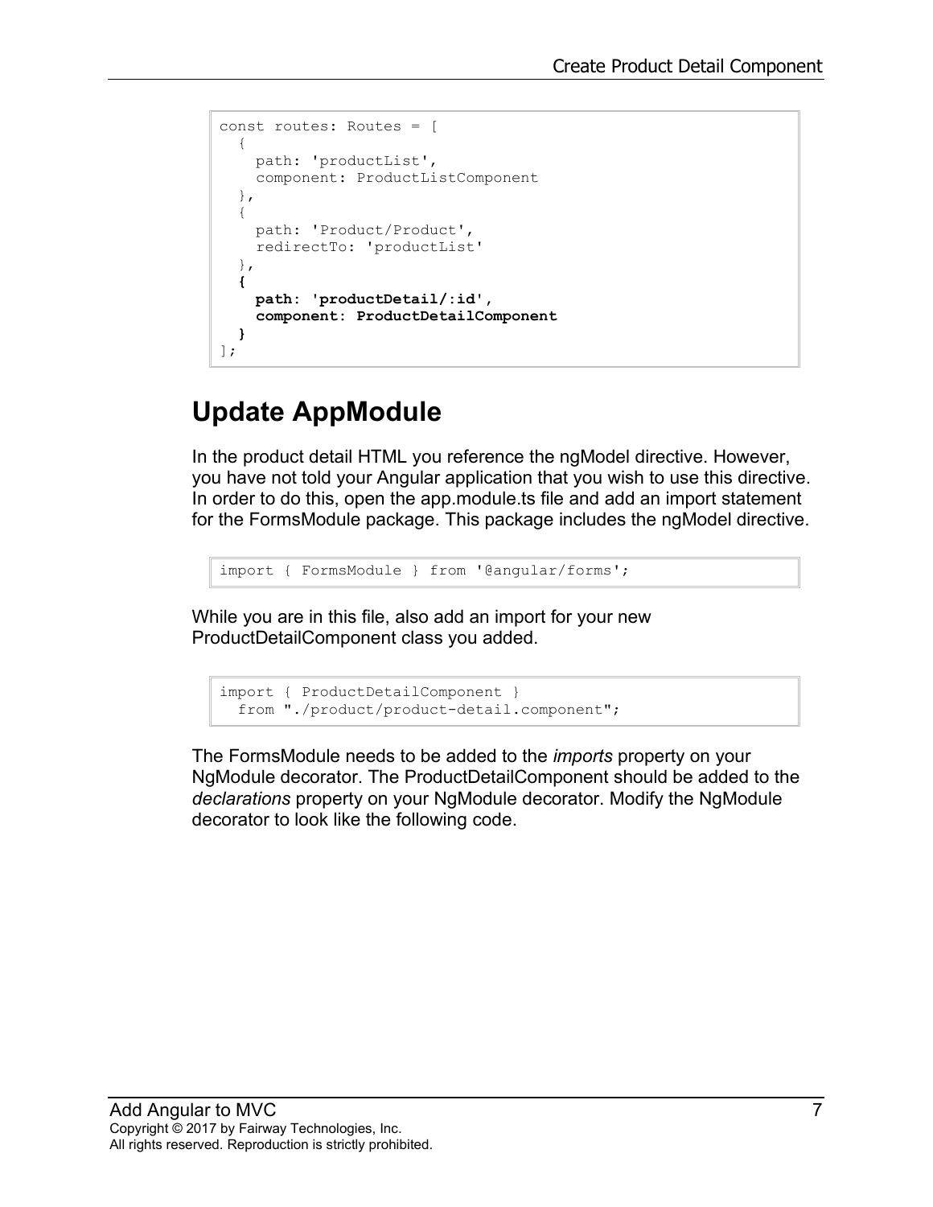```
const routes: Routes = [
  {
    path: 'productList',
    component: ProductListComponent
  },
  {
    path: 'Product/Product',
    redirectTo: 'productList'
  },
  {
    path: 'productDetail/:id',
    component: ProductDetailComponent
  }
];
```

## Update AppModule

In the product detail HTML you reference the ngModel directive. However, you have not told your Angular application that you wish to use this directive. In order to do this, open the app.module.ts file and add an import statement for the FormsModule package. This package includes the ngModel directive.

```
import { FormsModule } from '@angular/forms';
```

While you are in this file, also add an import for your new ProductDetailComponent class you added.

```
import { ProductDetailComponent }
  from "./product/product-detail.component";
```

The FormsModule needs to be added to the *imports* property on your NgModule decorator. The ProductDetailComponent should be added to the *declarations* property on your NgModule decorator. Modify the NgModule decorator to look like the following code.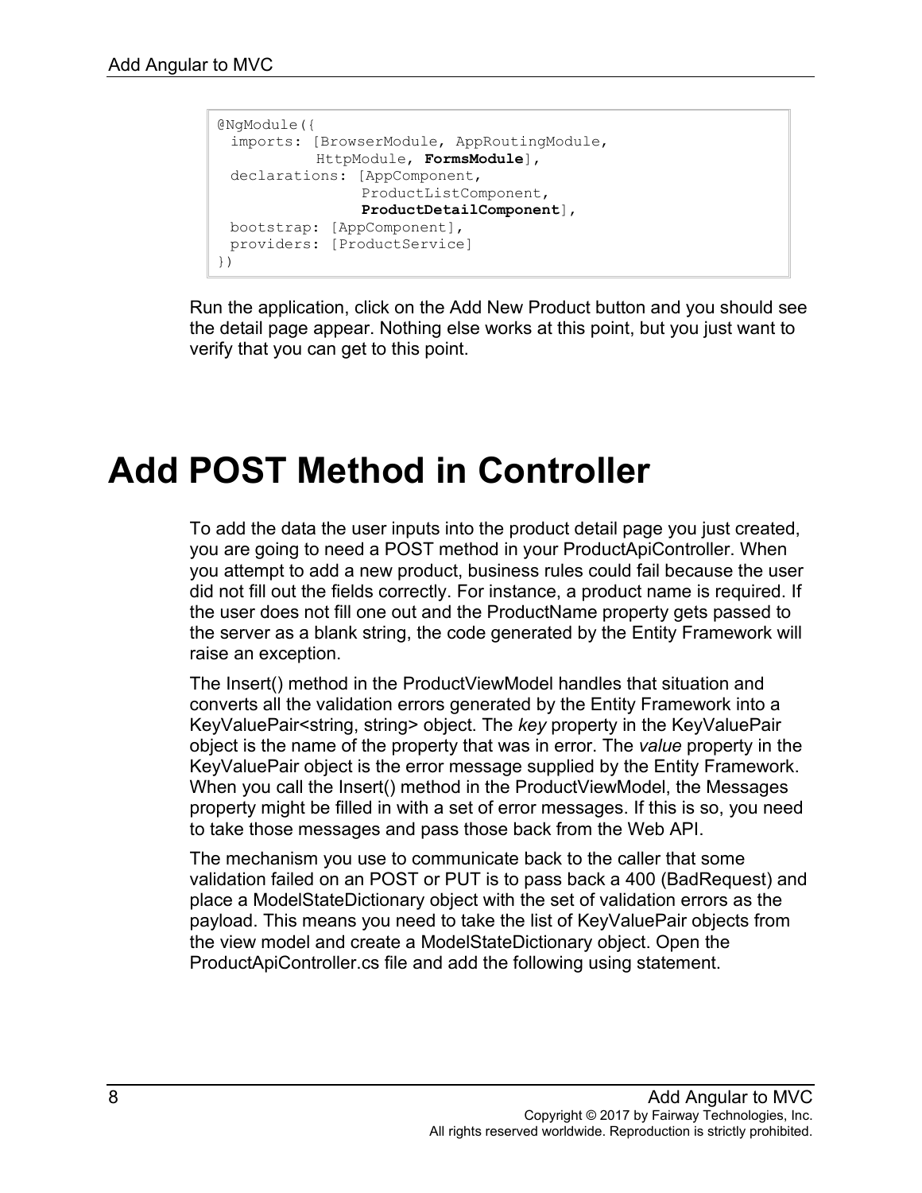```
@NgModule({
  imports: [BrowserModule, AppRoutingModule,
            HttpModule, FormsModule],
  declarations: [AppComponent,
                 ProductListComponent,
                 ProductDetailComponent],
  bootstrap: [AppComponent],
  providers: [ProductService]
})
```

Run the application, click on the Add New Product button and you should see the detail page appear. Nothing else works at this point, but you just want to verify that you can get to this point.

# Add POST Method in Controller

To add the data the user inputs into the product detail page you just created, you are going to need a POST method in your ProductApiController. When you attempt to add a new product, business rules could fail because the user did not fill out the fields correctly. For instance, a product name is required. If the user does not fill one out and the ProductName property gets passed to the server as a blank string, the code generated by the Entity Framework will raise an exception.

The Insert() method in the ProductViewModel handles that situation and converts all the validation errors generated by the Entity Framework into a KeyValuePair<string, string> object. The *key* property in the KeyValuePair object is the name of the property that was in error. The *value* property in the KeyValuePair object is the error message supplied by the Entity Framework. When you call the Insert() method in the ProductViewModel, the Messages property might be filled in with a set of error messages. If this is so, you need to take those messages and pass those back from the Web API.

The mechanism you use to communicate back to the caller that some validation failed on an POST or PUT is to pass back a 400 (BadRequest) and place a ModelStateDictionary object with the set of validation errors as the payload. This means you need to take the list of KeyValuePair objects from the view model and create a ModelStateDictionary object. Open the ProductApiController.cs file and add the following using statement.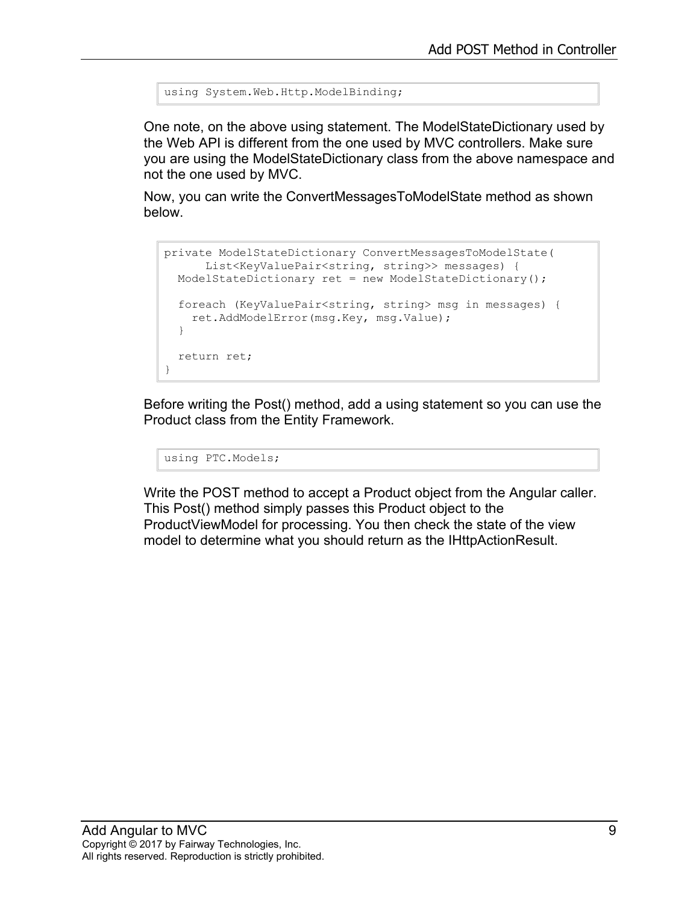```
using System.Web.Http.ModelBinding;
```

One note, on the above using statement. The ModelStateDictionary used by the Web API is different from the one used by MVC controllers. Make sure you are using the ModelStateDictionary class from the above namespace and not the one used by MVC.

Now, you can write the ConvertMessagesToModelState method as shown below.

```
private ModelStateDictionary ConvertMessagesToModelState(
      List<KeyValuePair<string, string>> messages) {
  ModelStateDictionary ret = new ModelStateDictionary();

  foreach (KeyValuePair<string, string> msg in messages) {
    ret.AddModelError(msg.Key, msg.Value);
  }

  return ret;
}
```

Before writing the Post() method, add a using statement so you can use the Product class from the Entity Framework.

```
using PTC.Models;
```

Write the POST method to accept a Product object from the Angular caller. This Post() method simply passes this Product object to the ProductViewModel for processing. You then check the state of the view model to determine what you should return as the IHttpActionResult.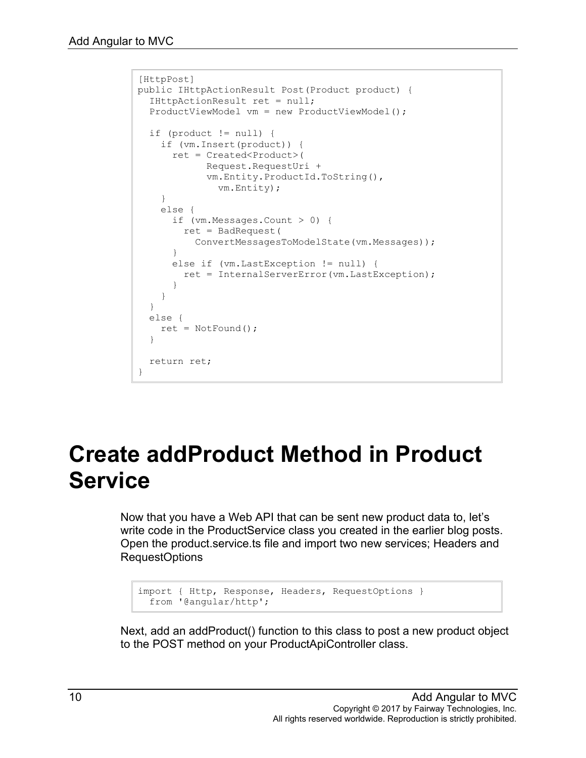```
[HttpPost]
public IHttpActionResult Post(Product product) {
  IHttpActionResult ret = null;
  ProductViewModel vm = new ProductViewModel();

  if (product != null) {
    if (vm.Insert(product)) {
      ret = Created<Product>(
            Request.RequestUri +
            vm.Entity.ProductId.ToString(),
              vm.Entity);
    }
    else {
      if (vm.Messages.Count > 0) {
        ret = BadRequest(
          ConvertMessagesToModelState(vm.Messages));
      }
      else if (vm.LastException != null) {
        ret = InternalServerError(vm.LastException);
      }
    }
  }
  else {
    ret = NotFound();
  }

  return ret;
}
```

# Create addProduct Method in Product Service

Now that you have a Web API that can be sent new product data to, let’s write code in the ProductService class you created in the earlier blog posts. Open the product.service.ts file and import two new services; Headers and RequestOptions

```
import { Http, Response, Headers, RequestOptions }
  from '@angular/http';
```

Next, add an addProduct() function to this class to post a new product object to the POST method on your ProductApiController class.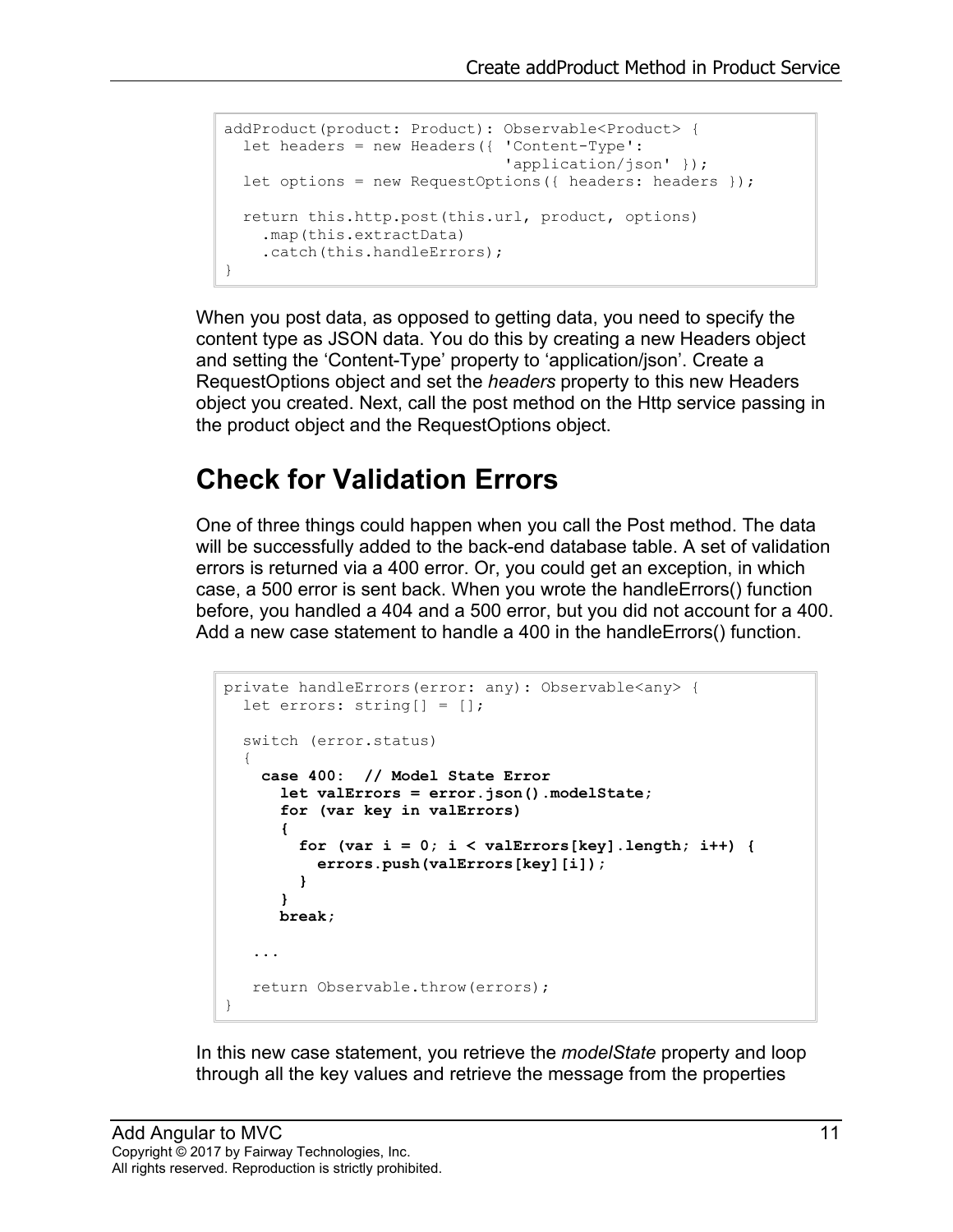```
addProduct(product: Product): Observable<Product> {
  let headers = new Headers({ 'Content-Type':
                              'application/json' });
  let options = new RequestOptions({ headers: headers });

  return this.http.post(this.url, product, options)
    .map(this.extractData)
    .catch(this.handleErrors);
}
```

When you post data, as opposed to getting data, you need to specify the content type as JSON data. You do this by creating a new Headers object and setting the 'Content-Type' property to 'application/json'. Create a RequestOptions object and set the *headers* property to this new Headers object you created. Next, call the post method on the Http service passing in the product object and the RequestOptions object.

## Check for Validation Errors

One of three things could happen when you call the Post method. The data will be successfully added to the back-end database table. A set of validation errors is returned via a 400 error. Or, you could get an exception, in which case, a 500 error is sent back. When you wrote the handleErrors() function before, you handled a 404 and a 500 error, but you did not account for a 400. Add a new case statement to handle a 400 in the handleErrors() function.

```
private handleErrors(error: any): Observable<any> {
  let errors: string[] = [];

  switch (error.status)
  {
    case 400:  // Model State Error
      let valErrors = error.json().modelState;
      for (var key in valErrors)
      {
        for (var i = 0; i < valErrors[key].length; i++) {
          errors.push(valErrors[key][i]);
        }
      }
      break;

   ...

   return Observable.throw(errors);
}
```

In this new case statement, you retrieve the *modelState* property and loop through all the key values and retrieve the message from the properties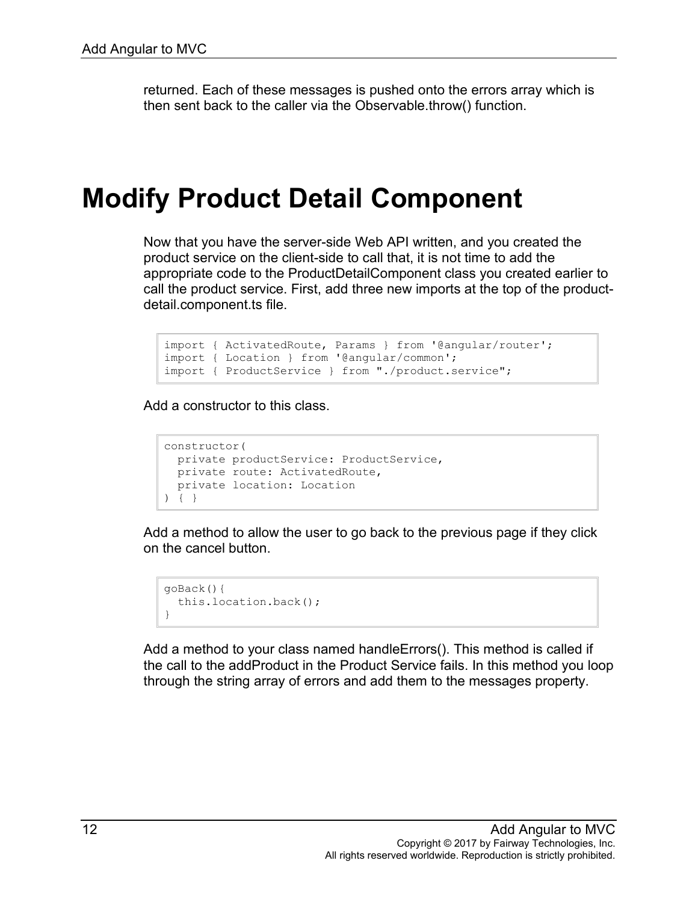returned. Each of these messages is pushed onto the errors array which is then sent back to the caller via the Observable.throw() function.

# Modify Product Detail Component

Now that you have the server-side Web API written, and you created the product service on the client-side to call that, it is not time to add the appropriate code to the ProductDetailComponent class you created earlier to call the product service. First, add three new imports at the top of the product-detail.component.ts file.

```
import { ActivatedRoute, Params } from '@angular/router';
import { Location } from '@angular/common';
import { ProductService } from "./product.service";
```

Add a constructor to this class.

```
constructor(
  private productService: ProductService,
  private route: ActivatedRoute,
  private location: Location
) { }
```

Add a method to allow the user to go back to the previous page if they click on the cancel button.

```
goBack(){
  this.location.back();
}
```

Add a method to your class named handleErrors(). This method is called if the call to the addProduct in the Product Service fails. In this method you loop through the string array of errors and add them to the messages property.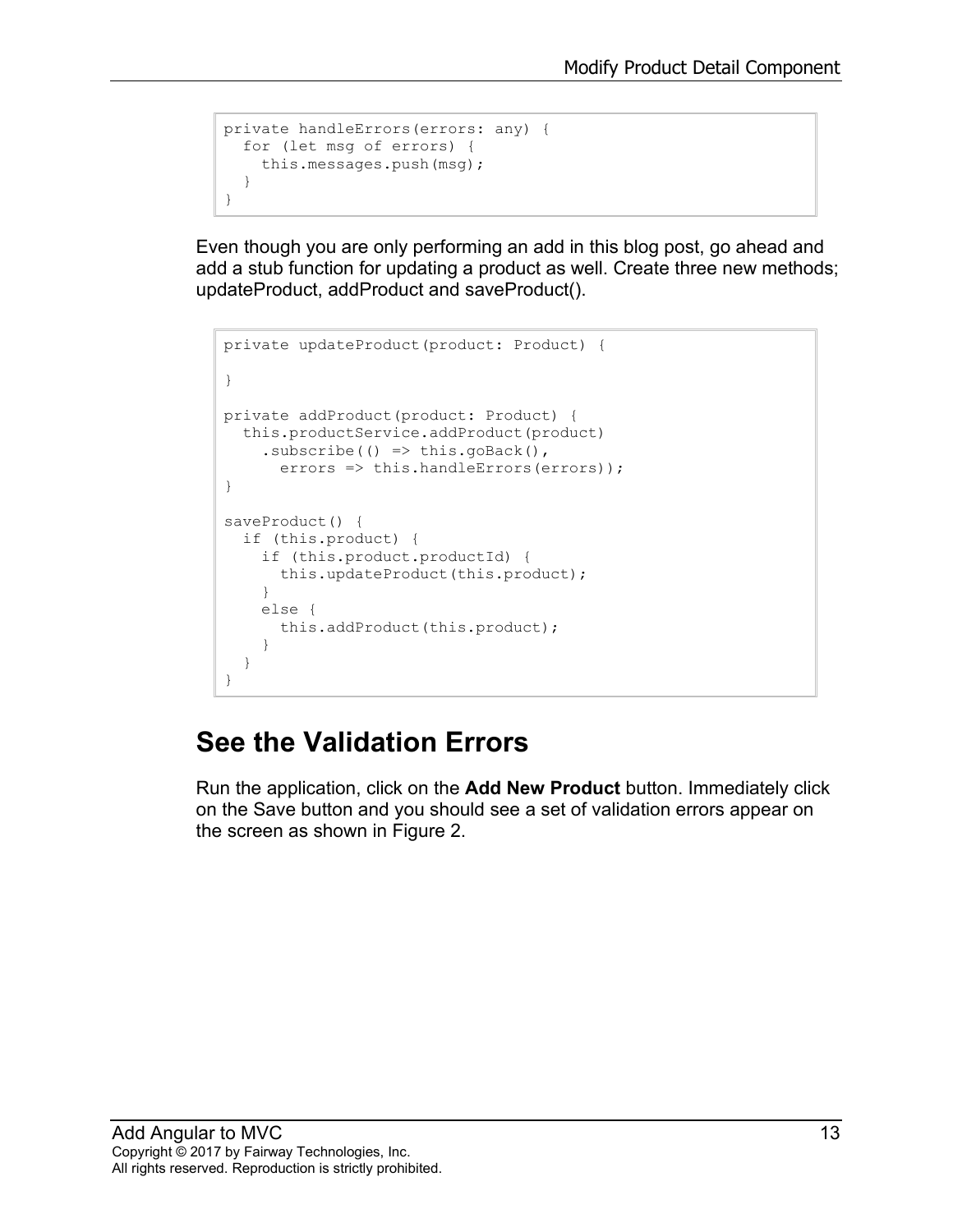```
private handleErrors(errors: any) {
  for (let msg of errors) {
    this.messages.push(msg);
  }
}
```

Even though you are only performing an add in this blog post, go ahead and add a stub function for updating a product as well. Create three new methods; updateProduct, addProduct and saveProduct().

```
private updateProduct(product: Product) {

}

private addProduct(product: Product) {
  this.productService.addProduct(product)
    .subscribe(() => this.goBack(),
      errors => this.handleErrors(errors));
}

saveProduct() {
  if (this.product) {
    if (this.product.productId) {
      this.updateProduct(this.product);
    }
    else {
      this.addProduct(this.product);
    }
  }
}
```

## See the Validation Errors

Run the application, click on the **Add New Product** button. Immediately click on the Save button and you should see a set of validation errors appear on the screen as shown in Figure 2.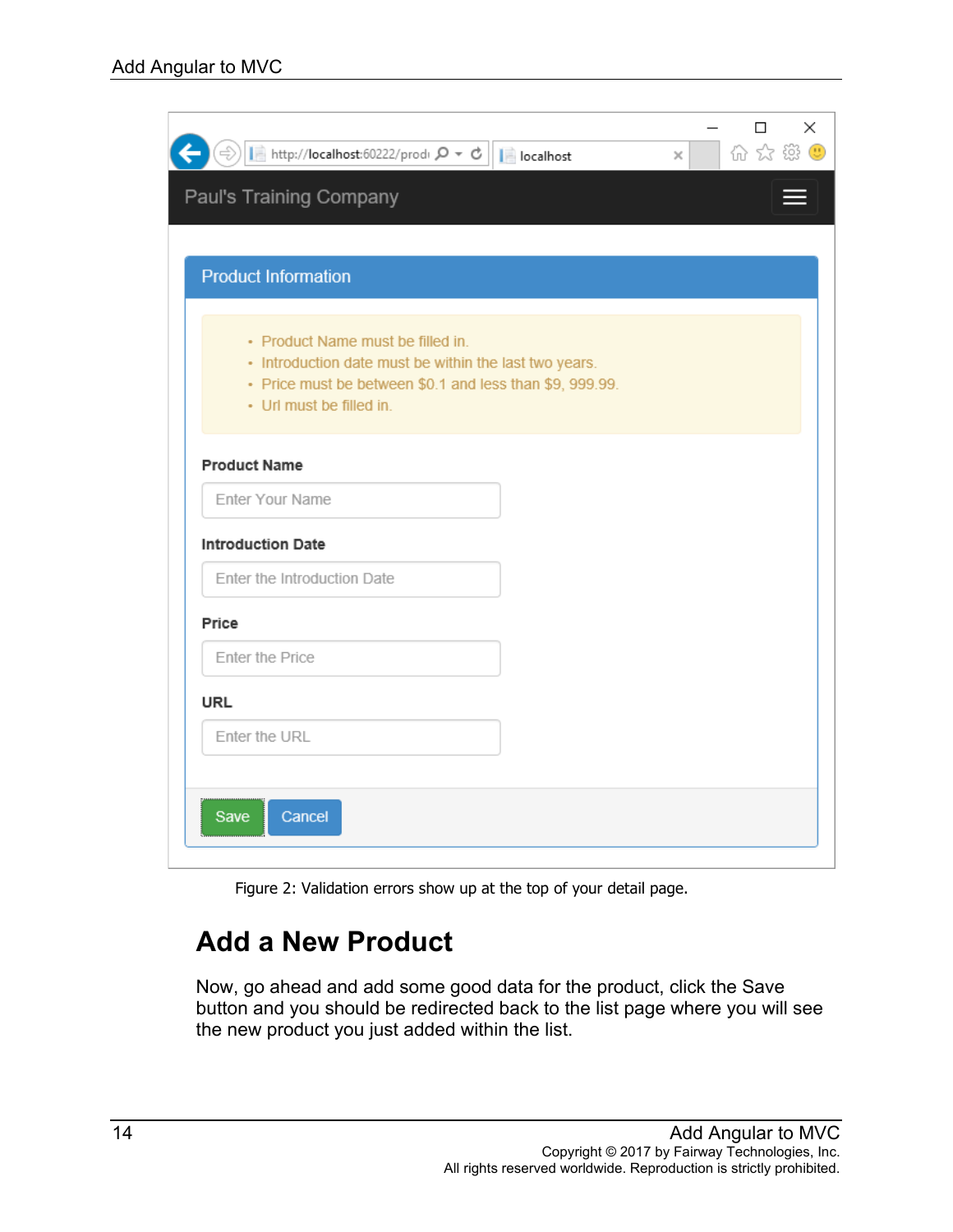Figure 2: Validation errors show up at the top of your detail page.

## Add a New Product

Now, go ahead and add some good data for the product, click the Save button and you should be redirected back to the list page where you will see the new product you just added within the list.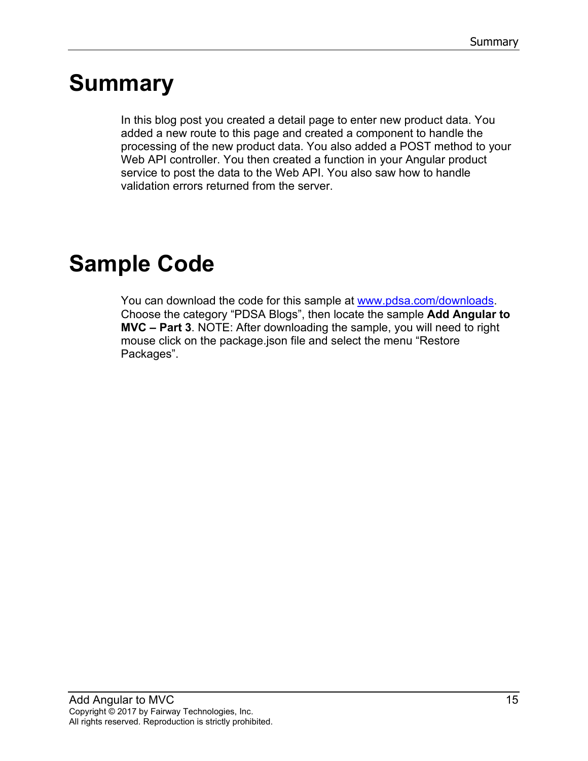# Summary

In this blog post you created a detail page to enter new product data. You added a new route to this page and created a component to handle the processing of the new product data. You also added a POST method to your Web API controller. You then created a function in your Angular product service to post the data to the Web API. You also saw how to handle validation errors returned from the server.

# Sample Code

You can download the code for this sample at www.pdsa.com/downloads. Choose the category “PDSA Blogs”, then locate the sample **Add Angular to MVC – Part 3**. NOTE: After downloading the sample, you will need to right mouse click on the package.json file and select the menu “Restore Packages”.